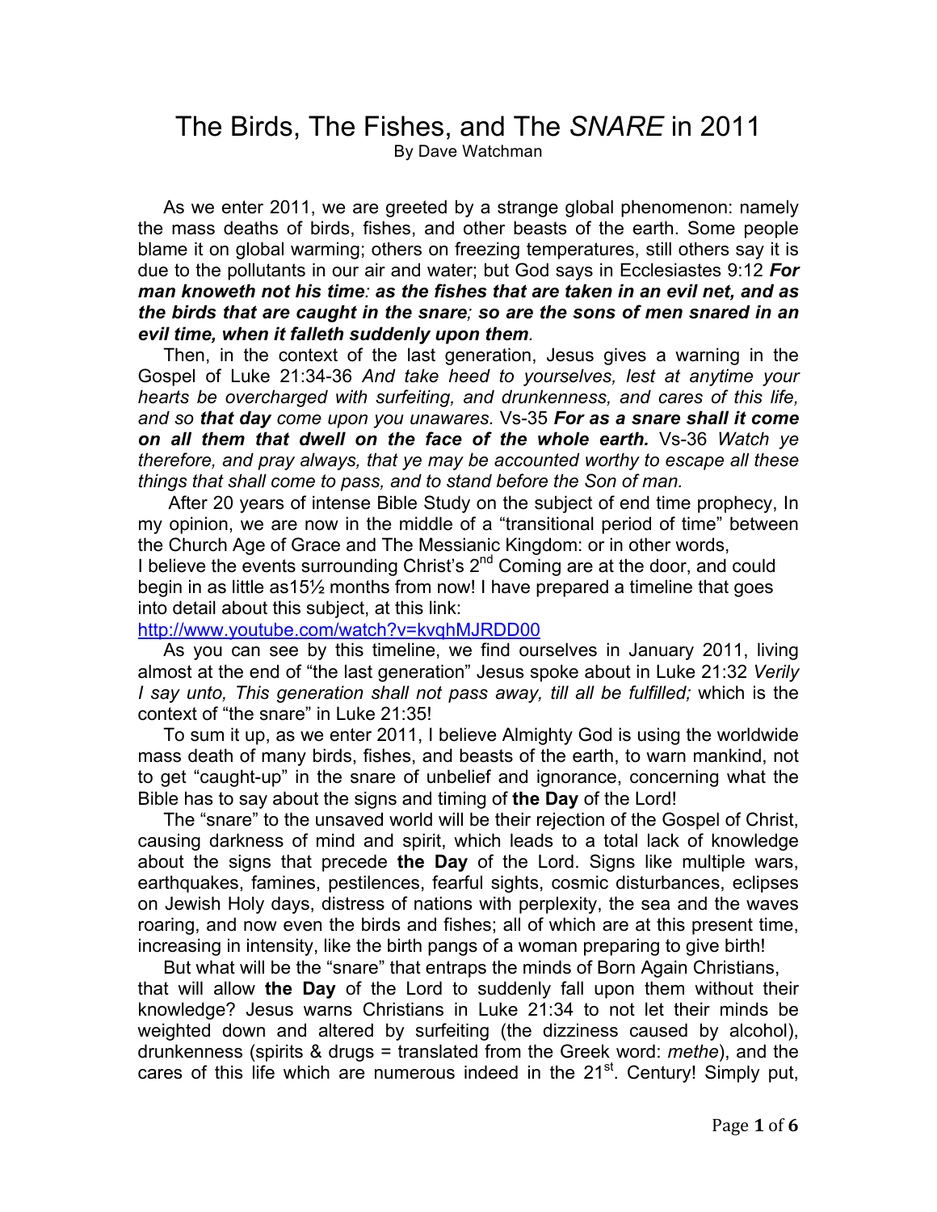# The Birds, The Fishes, and The *SNARE* in 2011

By Dave Watchman

As we enter 2011, we are greeted by a strange global phenomenon: namely the mass deaths of birds, fishes, and other beasts of the earth. Some people blame it on global warming; others on freezing temperatures, still others say it is due to the pollutants in our air and water; but God says in Ecclesiastes 9:12 ***For man knoweth not his time**: **as the fishes that are taken in an evil net, and as the birds that are caught in the snare**; **so are the sons of men snared in an evil time, when it falleth suddenly upon them**.*

Then, in the context of the last generation, Jesus gives a warning in the Gospel of Luke 21:34-36 *And take heed to yourselves, lest at anytime your hearts be overcharged with surfeiting, and drunkenness, and cares of this life, and so **that day** come upon you unawares.* Vs-35 ***For as a snare shall it come on all them that dwell on the face of the whole earth.*** Vs-36 *Watch ye therefore, and pray always, that ye may be accounted worthy to escape all these things that shall come to pass, and to stand before the Son of man.*

After 20 years of intense Bible Study on the subject of end time prophecy, In my opinion, we are now in the middle of a "transitional period of time" between the Church Age of Grace and The Messianic Kingdom: or in other words, I believe the events surrounding Christ's 2nd Coming are at the door, and could begin in as little as15½ months from now! I have prepared a timeline that goes into detail about this subject, at this link:

http://www.youtube.com/watch?v=kvqhMJRDD00

As you can see by this timeline, we find ourselves in January 2011, living almost at the end of "the last generation" Jesus spoke about in Luke 21:32 *Verily I say unto, This generation shall not pass away, till all be fulfilled;* which is the context of "the snare" in Luke 21:35!

To sum it up, as we enter 2011, I believe Almighty God is using the worldwide mass death of many birds, fishes, and beasts of the earth, to warn mankind, not to get "caught-up" in the snare of unbelief and ignorance, concerning what the Bible has to say about the signs and timing of **the Day** of the Lord!

The "snare" to the unsaved world will be their rejection of the Gospel of Christ, causing darkness of mind and spirit, which leads to a total lack of knowledge about the signs that precede **the Day** of the Lord. Signs like multiple wars, earthquakes, famines, pestilences, fearful sights, cosmic disturbances, eclipses on Jewish Holy days, distress of nations with perplexity, the sea and the waves roaring, and now even the birds and fishes; all of which are at this present time, increasing in intensity, like the birth pangs of a woman preparing to give birth!

But what will be the "snare" that entraps the minds of Born Again Christians, that will allow **the Day** of the Lord to suddenly fall upon them without their knowledge? Jesus warns Christians in Luke 21:34 to not let their minds be weighted down and altered by surfeiting (the dizziness caused by alcohol), drunkenness (spirits & drugs = translated from the Greek word: *methe*), and the cares of this life which are numerous indeed in the 21st. Century! Simply put,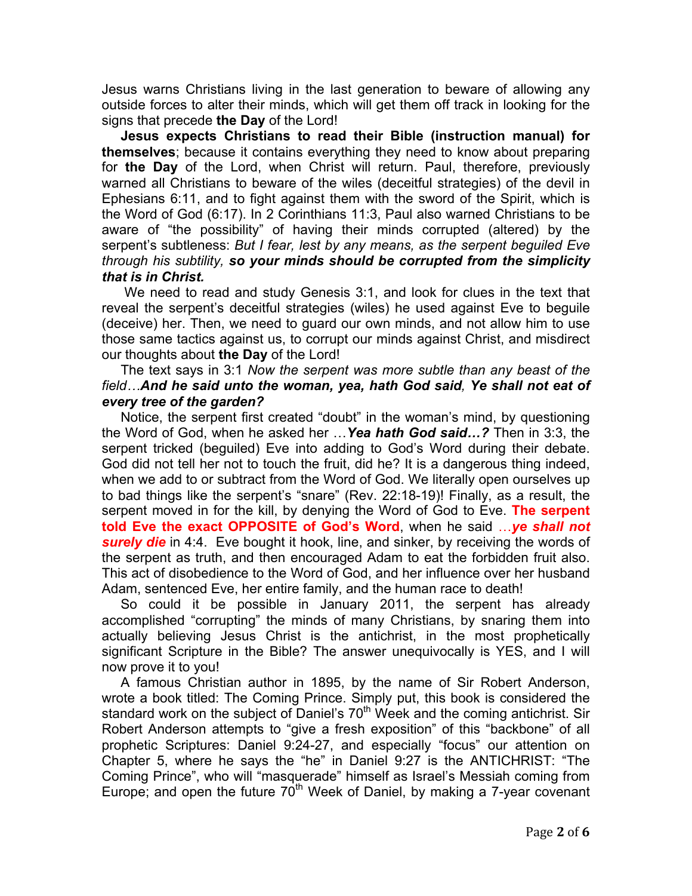Jesus warns Christians living in the last generation to beware of allowing any outside forces to alter their minds, which will get them off track in looking for the signs that precede **the Day** of the Lord!

**Jesus expects Christians to read their Bible (instruction manual) for themselves**; because it contains everything they need to know about preparing for **the Day** of the Lord, when Christ will return. Paul, therefore, previously warned all Christians to beware of the wiles (deceitful strategies) of the devil in Ephesians 6:11, and to fight against them with the sword of the Spirit, which is the Word of God (6:17). In 2 Corinthians 11:3, Paul also warned Christians to be aware of "the possibility" of having their minds corrupted (altered) by the serpent's subtleness: *But I fear, lest by any means, as the serpent beguiled Eve through his subtility,* ***so your minds should be corrupted from the simplicity that is in Christ.***

We need to read and study Genesis 3:1, and look for clues in the text that reveal the serpent's deceitful strategies (wiles) he used against Eve to beguile (deceive) her. Then, we need to guard our own minds, and not allow him to use those same tactics against us, to corrupt our minds against Christ, and misdirect our thoughts about **the Day** of the Lord!

The text says in 3:1 *Now the serpent was more subtle than any beast of the field…****And he said unto the woman, yea, hath God said****,* ***Ye shall not eat of every tree of the garden?***

Notice, the serpent first created "doubt" in the woman's mind, by questioning the Word of God, when he asked her …***Yea hath God said…?*** Then in 3:3, the serpent tricked (beguiled) Eve into adding to God's Word during their debate. God did not tell her not to touch the fruit, did he? It is a dangerous thing indeed, when we add to or subtract from the Word of God. We literally open ourselves up to bad things like the serpent's "snare" (Rev. 22:18-19)! Finally, as a result, the serpent moved in for the kill, by denying the Word of God to Eve. **The serpent told Eve the exact OPPOSITE of God's Word**, when he said …***ye shall not surely die*** in 4:4. Eve bought it hook, line, and sinker, by receiving the words of the serpent as truth, and then encouraged Adam to eat the forbidden fruit also. This act of disobedience to the Word of God, and her influence over her husband Adam, sentenced Eve, her entire family, and the human race to death!

So could it be possible in January 2011, the serpent has already accomplished "corrupting" the minds of many Christians, by snaring them into actually believing Jesus Christ is the antichrist, in the most prophetically significant Scripture in the Bible? The answer unequivocally is YES, and I will now prove it to you!

A famous Christian author in 1895, by the name of Sir Robert Anderson, wrote a book titled: The Coming Prince. Simply put, this book is considered the standard work on the subject of Daniel's 70th Week and the coming antichrist. Sir Robert Anderson attempts to "give a fresh exposition" of this "backbone" of all prophetic Scriptures: Daniel 9:24-27, and especially "focus" our attention on Chapter 5, where he says the "he" in Daniel 9:27 is the ANTICHRIST: "The Coming Prince", who will "masquerade" himself as Israel's Messiah coming from Europe; and open the future 70th Week of Daniel, by making a 7-year covenant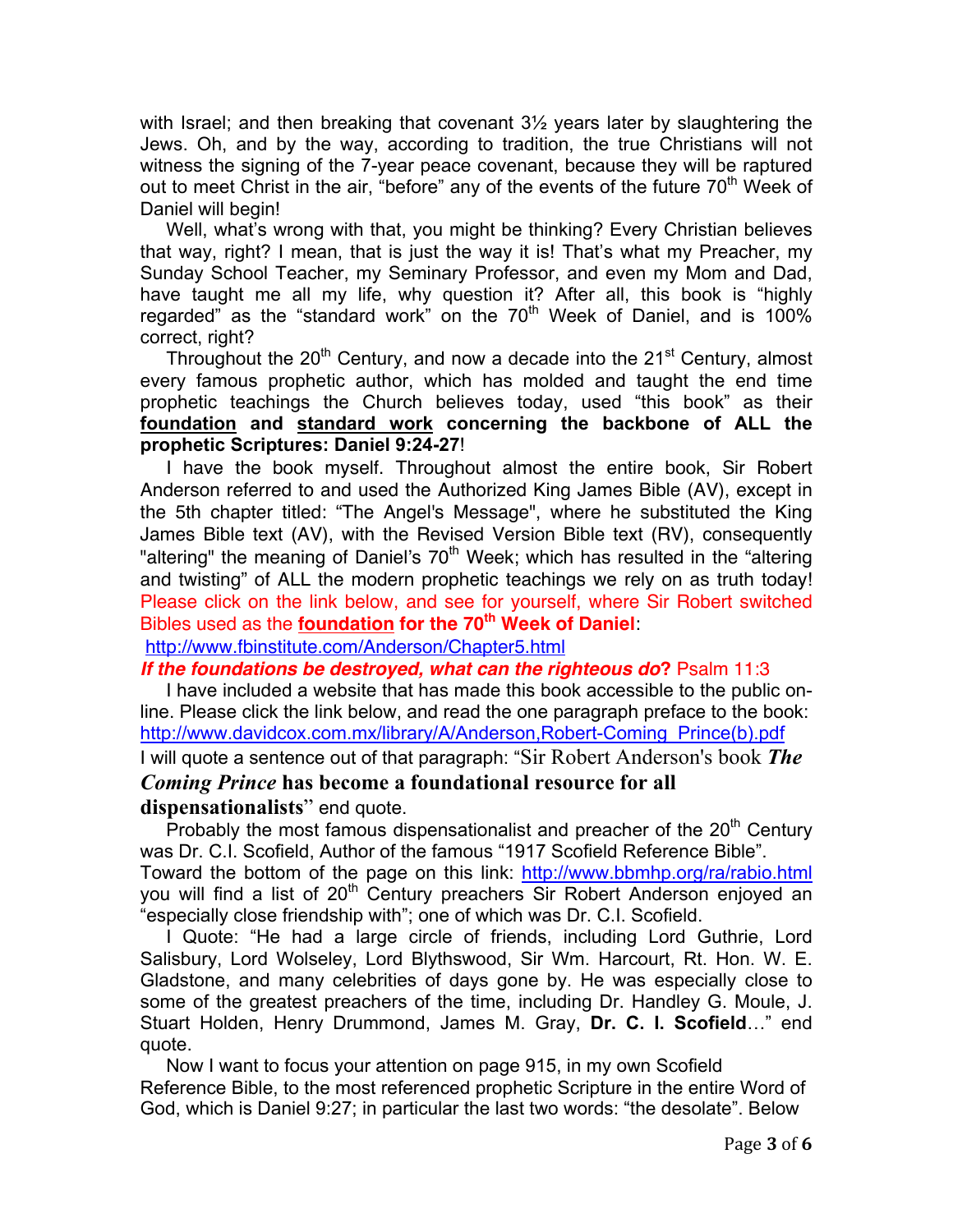with Israel; and then breaking that covenant 3½ years later by slaughtering the Jews. Oh, and by the way, according to tradition, the true Christians will not witness the signing of the 7-year peace covenant, because they will be raptured out to meet Christ in the air, "before" any of the events of the future 70th Week of Daniel will begin!

Well, what's wrong with that, you might be thinking? Every Christian believes that way, right? I mean, that is just the way it is! That's what my Preacher, my Sunday School Teacher, my Seminary Professor, and even my Mom and Dad, have taught me all my life, why question it? After all, this book is "highly regarded" as the "standard work" on the 70th Week of Daniel, and is 100% correct, right?

Throughout the 20th Century, and now a decade into the 21st Century, almost every famous prophetic author, which has molded and taught the end time prophetic teachings the Church believes today, used "this book" as their **foundation and standard work concerning the backbone of ALL the prophetic Scriptures: Daniel 9:24-27**!

I have the book myself. Throughout almost the entire book, Sir Robert Anderson referred to and used the Authorized King James Bible (AV), except in the 5th chapter titled: "The Angel's Message", where he substituted the King James Bible text (AV), with the Revised Version Bible text (RV), consequently "altering" the meaning of Daniel's 70th Week; which has resulted in the "altering and twisting" of ALL the modern prophetic teachings we rely on as truth today! Please click on the link below, and see for yourself, where Sir Robert switched Bibles used as the **foundation for the 70th Week of Daniel**:

http://www.fbinstitute.com/Anderson/Chapter5.html

***If the foundations be destroyed, what can the righteous do*?** Psalm 11:3

I have included a website that has made this book accessible to the public on-line. Please click the link below, and read the one paragraph preface to the book: http://www.davidcox.com.mx/library/A/Anderson,Robert-Coming_Prince(b).pdf

I will quote a sentence out of that paragraph: "Sir Robert Anderson's book ***The Coming Prince*** **has become a foundational resource for all dispensationalists**" end quote.

Probably the most famous dispensationalist and preacher of the 20th Century was Dr. C.I. Scofield, Author of the famous "1917 Scofield Reference Bible". Toward the bottom of the page on this link: http://www.bbmhp.org/ra/rabio.html you will find a list of 20th Century preachers Sir Robert Anderson enjoyed an "especially close friendship with"; one of which was Dr. C.I. Scofield.

I Quote: "He had a large circle of friends, including Lord Guthrie, Lord Salisbury, Lord Wolseley, Lord Blythswood, Sir Wm. Harcourt, Rt. Hon. W. E. Gladstone, and many celebrities of days gone by. He was especially close to some of the greatest preachers of the time, including Dr. Handley G. Moule, J. Stuart Holden, Henry Drummond, James M. Gray, **Dr. C. I. Scofield**…" end quote.

Now I want to focus your attention on page 915, in my own Scofield Reference Bible, to the most referenced prophetic Scripture in the entire Word of God, which is Daniel 9:27; in particular the last two words: "the desolate". Below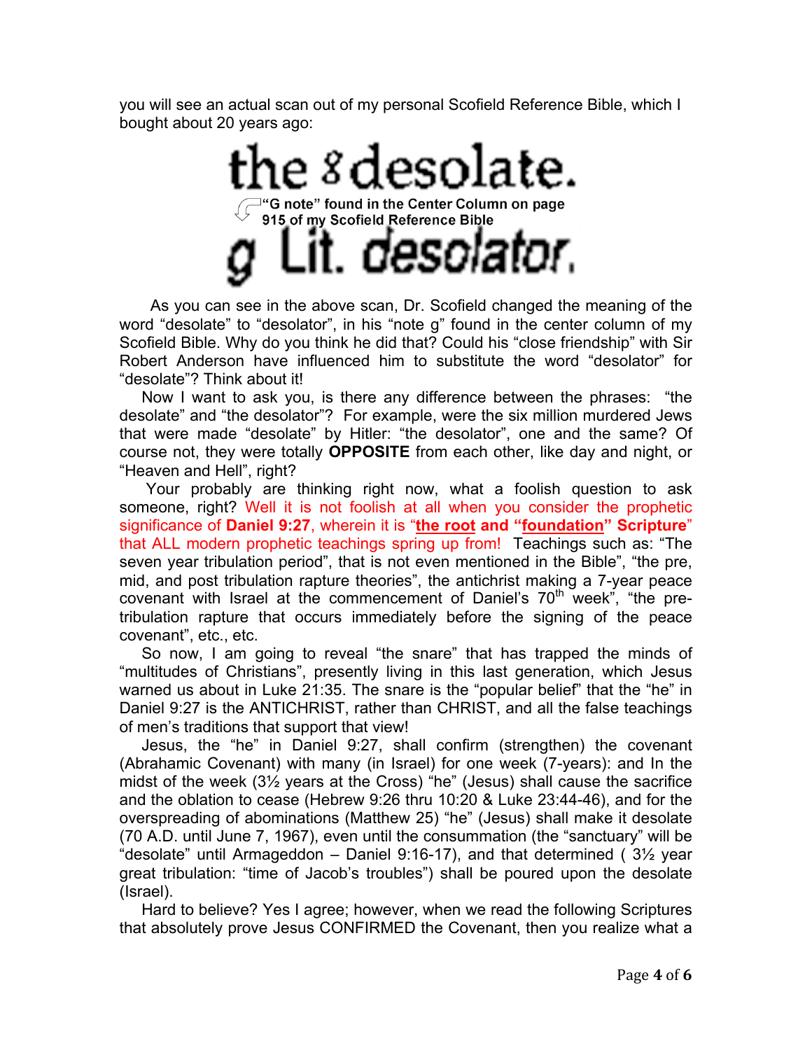you will see an actual scan out of my personal Scofield Reference Bible, which I bought about 20 years ago:

the g desolate.

"G note" found in the Center Column on page 915 of my Scofield Reference Bible

g Lit. desolator.

As you can see in the above scan, Dr. Scofield changed the meaning of the word "desolate" to "desolator", in his "note g" found in the center column of my Scofield Bible. Why do you think he did that? Could his "close friendship" with Sir Robert Anderson have influenced him to substitute the word "desolator" for "desolate"? Think about it!

Now I want to ask you, is there any difference between the phrases: "the desolate" and "the desolator"? For example, were the six million murdered Jews that were made "desolate" by Hitler: "the desolator", one and the same? Of course not, they were totally **OPPOSITE** from each other, like day and night, or "Heaven and Hell", right?

Your probably are thinking right now, what a foolish question to ask someone, right? Well it is not foolish at all when you consider the prophetic significance of **Daniel 9:27**, wherein it is "**the root** and "**foundation**" **Scripture**" that ALL modern prophetic teachings spring up from! Teachings such as: "The seven year tribulation period", that is not even mentioned in the Bible", "the pre, mid, and post tribulation rapture theories", the antichrist making a 7-year peace covenant with Israel at the commencement of Daniel's 70th week", "the pre-tribulation rapture that occurs immediately before the signing of the peace covenant", etc., etc.

So now, I am going to reveal "the snare" that has trapped the minds of "multitudes of Christians", presently living in this last generation, which Jesus warned us about in Luke 21:35. The snare is the "popular belief" that the "he" in Daniel 9:27 is the ANTICHRIST, rather than CHRIST, and all the false teachings of men's traditions that support that view!

Jesus, the "he" in Daniel 9:27, shall confirm (strengthen) the covenant (Abrahamic Covenant) with many (in Israel) for one week (7-years): and In the midst of the week (3½ years at the Cross) "he" (Jesus) shall cause the sacrifice and the oblation to cease (Hebrew 9:26 thru 10:20 & Luke 23:44-46), and for the overspreading of abominations (Matthew 25) "he" (Jesus) shall make it desolate (70 A.D. until June 7, 1967), even until the consummation (the "sanctuary" will be "desolate" until Armageddon – Daniel 9:16-17), and that determined ( 3½ year great tribulation: "time of Jacob's troubles") shall be poured upon the desolate (Israel).

Hard to believe? Yes I agree; however, when we read the following Scriptures that absolutely prove Jesus CONFIRMED the Covenant, then you realize what a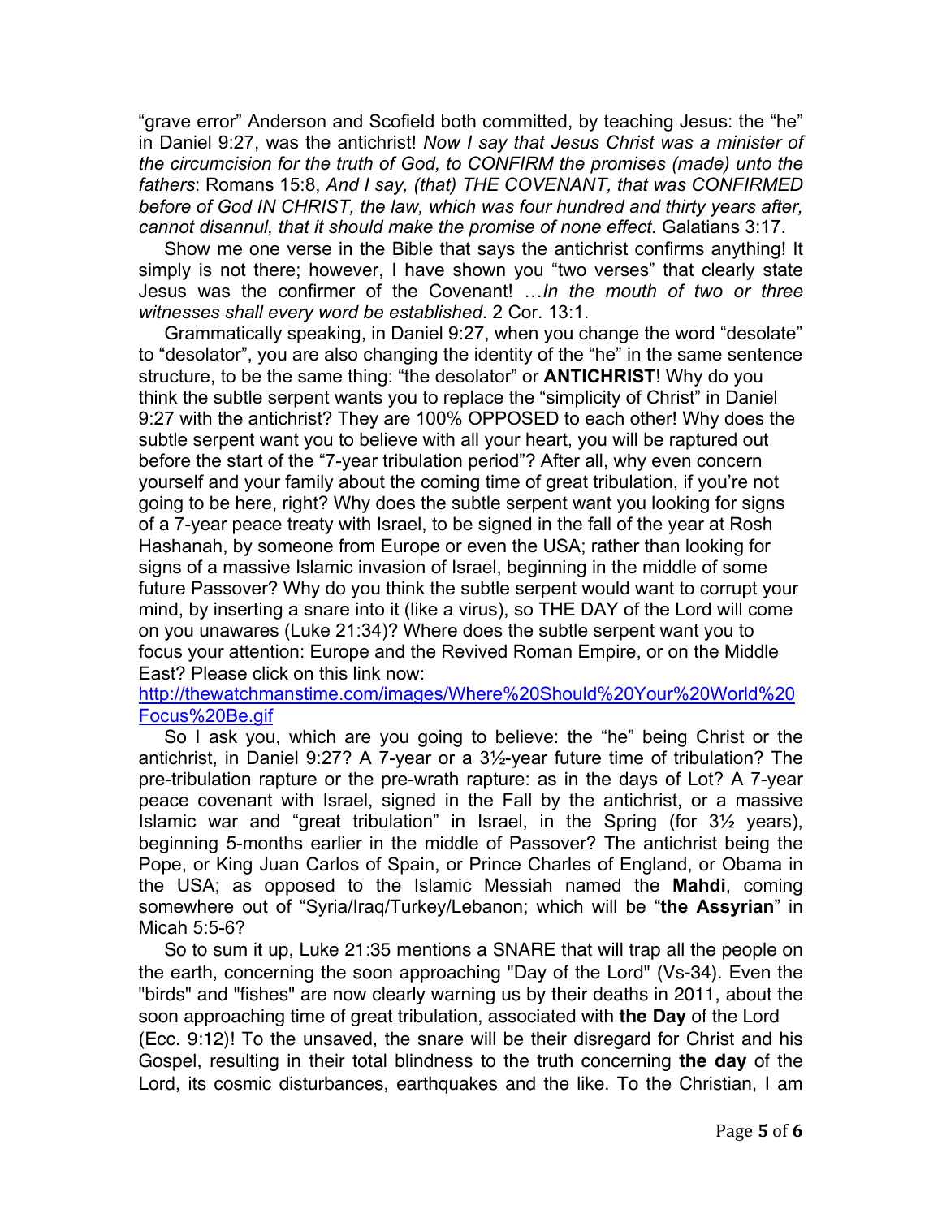"grave error" Anderson and Scofield both committed, by teaching Jesus: the "he" in Daniel 9:27, was the antichrist! *Now I say that Jesus Christ was a minister of the circumcision for the truth of God, to CONFIRM the promises (made) unto the fathers*: Romans 15:8, *And I say, (that) THE COVENANT, that was CONFIRMED before of God IN CHRIST, the law, which was four hundred and thirty years after, cannot disannul, that it should make the promise of none effect.* Galatians 3:17.

Show me one verse in the Bible that says the antichrist confirms anything! It simply is not there; however, I have shown you "two verses" that clearly state Jesus was the confirmer of the Covenant! …*In the mouth of two or three witnesses shall every word be established.* 2 Cor. 13:1.

Grammatically speaking, in Daniel 9:27, when you change the word "desolate" to "desolator", you are also changing the identity of the "he" in the same sentence structure, to be the same thing: "the desolator" or **ANTICHRIST**! Why do you think the subtle serpent wants you to replace the "simplicity of Christ" in Daniel 9:27 with the antichrist? They are 100% OPPOSED to each other! Why does the subtle serpent want you to believe with all your heart, you will be raptured out before the start of the "7-year tribulation period"? After all, why even concern yourself and your family about the coming time of great tribulation, if you're not going to be here, right? Why does the subtle serpent want you looking for signs of a 7-year peace treaty with Israel, to be signed in the fall of the year at Rosh Hashanah, by someone from Europe or even the USA; rather than looking for signs of a massive Islamic invasion of Israel, beginning in the middle of some future Passover? Why do you think the subtle serpent would want to corrupt your mind, by inserting a snare into it (like a virus), so THE DAY of the Lord will come on you unawares (Luke 21:34)? Where does the subtle serpent want you to focus your attention: Europe and the Revived Roman Empire, or on the Middle East? Please click on this link now: [http://thewatchmanstime.com/images/Where%20Should%20Your%20World%20Focus%20Be.gif](http://thewatchmanstime.com/images/Where%20Should%20Your%20World%20Focus%20Be.gif)

So I ask you, which are you going to believe: the "he" being Christ or the antichrist, in Daniel 9:27? A 7-year or a 3½-year future time of tribulation? The pre-tribulation rapture or the pre-wrath rapture: as in the days of Lot? A 7-year peace covenant with Israel, signed in the Fall by the antichrist, or a massive Islamic war and "great tribulation" in Israel, in the Spring (for 3½ years), beginning 5-months earlier in the middle of Passover? The antichrist being the Pope, or King Juan Carlos of Spain, or Prince Charles of England, or Obama in the USA; as opposed to the Islamic Messiah named the **Mahdi**, coming somewhere out of "Syria/Iraq/Turkey/Lebanon; which will be "**the Assyrian**" in Micah 5:5-6?

So to sum it up, Luke 21:35 mentions a SNARE that will trap all the people on the earth, concerning the soon approaching "Day of the Lord" (Vs-34). Even the "birds" and "fishes" are now clearly warning us by their deaths in 2011, about the soon approaching time of great tribulation, associated with **the Day** of the Lord (Ecc. 9:12)! To the unsaved, the snare will be their disregard for Christ and his Gospel, resulting in their total blindness to the truth concerning **the day** of the Lord, its cosmic disturbances, earthquakes and the like. To the Christian, I am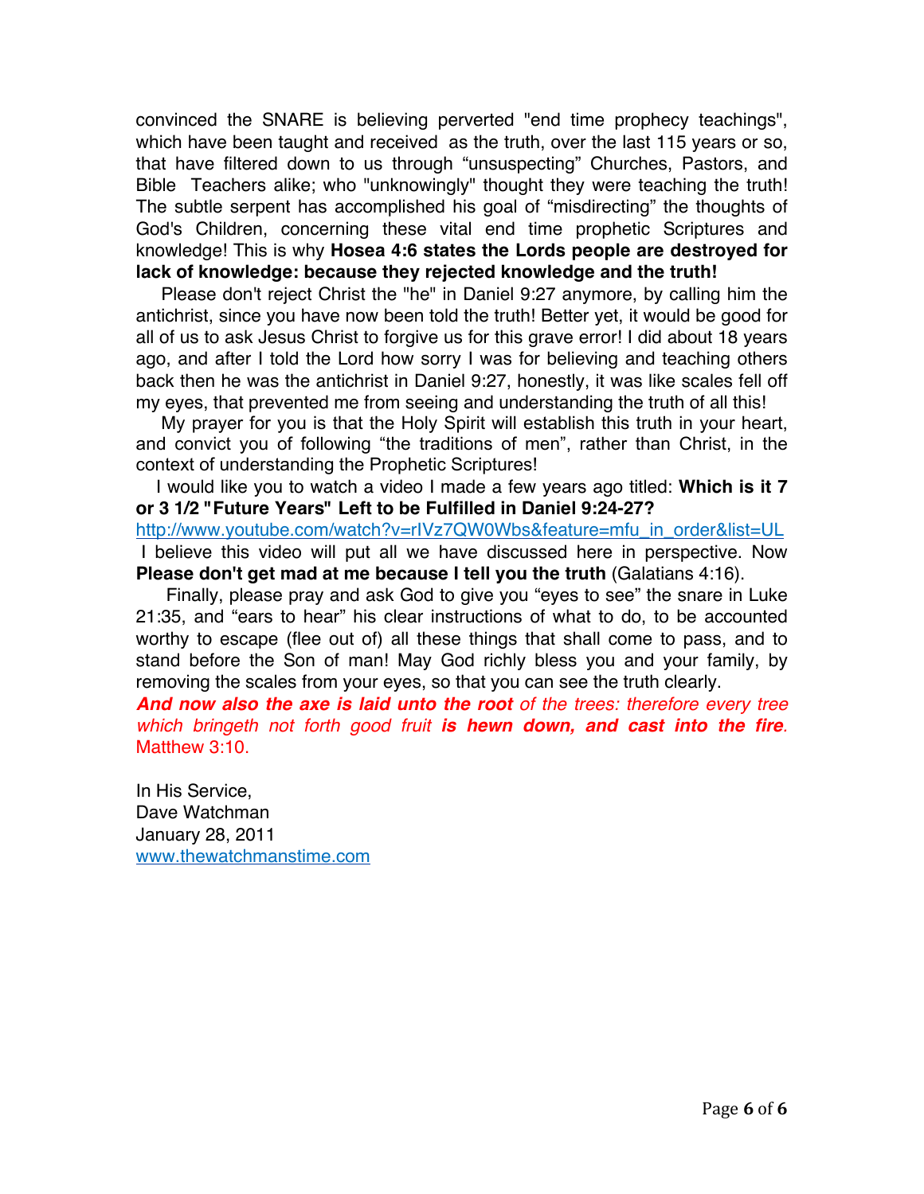convinced the SNARE is believing perverted "end time prophecy teachings", which have been taught and received as the truth, over the last 115 years or so, that have filtered down to us through “unsuspecting” Churches, Pastors, and Bible Teachers alike; who "unknowingly" thought they were teaching the truth! The subtle serpent has accomplished his goal of “misdirecting” the thoughts of God's Children, concerning these vital end time prophetic Scriptures and knowledge! This is why **Hosea 4:6 states the Lords people are destroyed for lack of knowledge: because they rejected knowledge and the truth!**

Please don't reject Christ the "he" in Daniel 9:27 anymore, by calling him the antichrist, since you have now been told the truth! Better yet, it would be good for all of us to ask Jesus Christ to forgive us for this grave error! I did about 18 years ago, and after I told the Lord how sorry I was for believing and teaching others back then he was the antichrist in Daniel 9:27, honestly, it was like scales fell off my eyes, that prevented me from seeing and understanding the truth of all this!

My prayer for you is that the Holy Spirit will establish this truth in your heart, and convict you of following “the traditions of men”, rather than Christ, in the context of understanding the Prophetic Scriptures!

I would like you to watch a video I made a few years ago titled: **Which is it 7 or 3 1/2 "Future Years" Left to be Fulfilled in Daniel 9:24-27?**
http://www.youtube.com/watch?v=rIVz7QW0Wbs&feature=mfu_in_order&list=UL
I believe this video will put all we have discussed here in perspective. Now **Please don't get mad at me because I tell you the truth** (Galatians 4:16).

Finally, please pray and ask God to give you “eyes to see” the snare in Luke 21:35, and “ears to hear” his clear instructions of what to do, to be accounted worthy to escape (flee out of) all these things that shall come to pass, and to stand before the Son of man! May God richly bless you and your family, by removing the scales from your eyes, so that you can see the truth clearly.

***And now also the axe is laid unto the root*** *of the trees: therefore every tree which bringeth not forth good fruit* ***is hewn down, and cast into the fire****.* Matthew 3:10.

In His Service,
Dave Watchman
January 28, 2011
www.thewatchmanstime.com